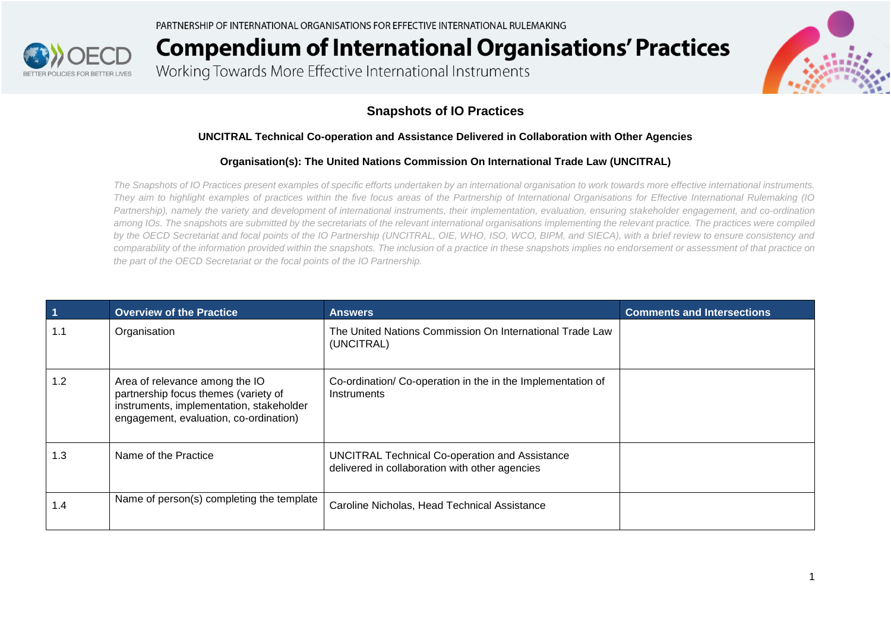PARTNERSHIP OF INTERNATIONAL ORGANISATIONS FOR EFFECTIVE INTERNATIONAL RULEMAKING

# Compendium of International Organisations' Practices

Working Towards More Effective International Instruments

## Snapshots of IO Practices

### UNCITRAL Technical Co-operation and Assistance Delivered in Collaboration with Other Agencies

### Organisation(s): The United Nations Commission On International Trade Law (UNCITRAL)

*The Snapshots of IO Practices present examples of specific efforts undertaken by an international organisation to work towards more effective international instruments. They aim to highlight examples of practices within the five focus areas of the Partnership of International Organisations for Effective International Rulemaking (IO Partnership), namely the variety and development of international instruments, their implementation, evaluation, ensuring stakeholder engagement, and co-ordination among IOs. The snapshots are submitted by the secretariats of the relevant international organisations implementing the relevant practice. The practices were compiled by the OECD Secretariat and focal points of the IO Partnership (UNCITRAL, OIE, WHO, ISO, WCO, BIPM, and SIECA), with a brief review to ensure consistency and comparability of the information provided within the snapshots. The inclusion of a practice in these snapshots implies no endorsement or assessment of that practice on the part of the OECD Secretariat or the focal points of the IO Partnership.*

| 1 | Overview of the Practice | Answers | Comments and Intersections |
|---|---|---|---|
| 1.1 | Organisation | The United Nations Commission On International Trade Law (UNCITRAL) | |
| 1.2 | Area of relevance among the IO partnership focus themes (variety of instruments, implementation, stakeholder engagement, evaluation, co-ordination) | Co-ordination/ Co-operation in the in the Implementation of Instruments | |
| 1.3 | Name of the Practice | UNCITRAL Technical Co-operation and Assistance delivered in collaboration with other agencies | |
| 1.4 | Name of person(s) completing the template | Caroline Nicholas, Head Technical Assistance | |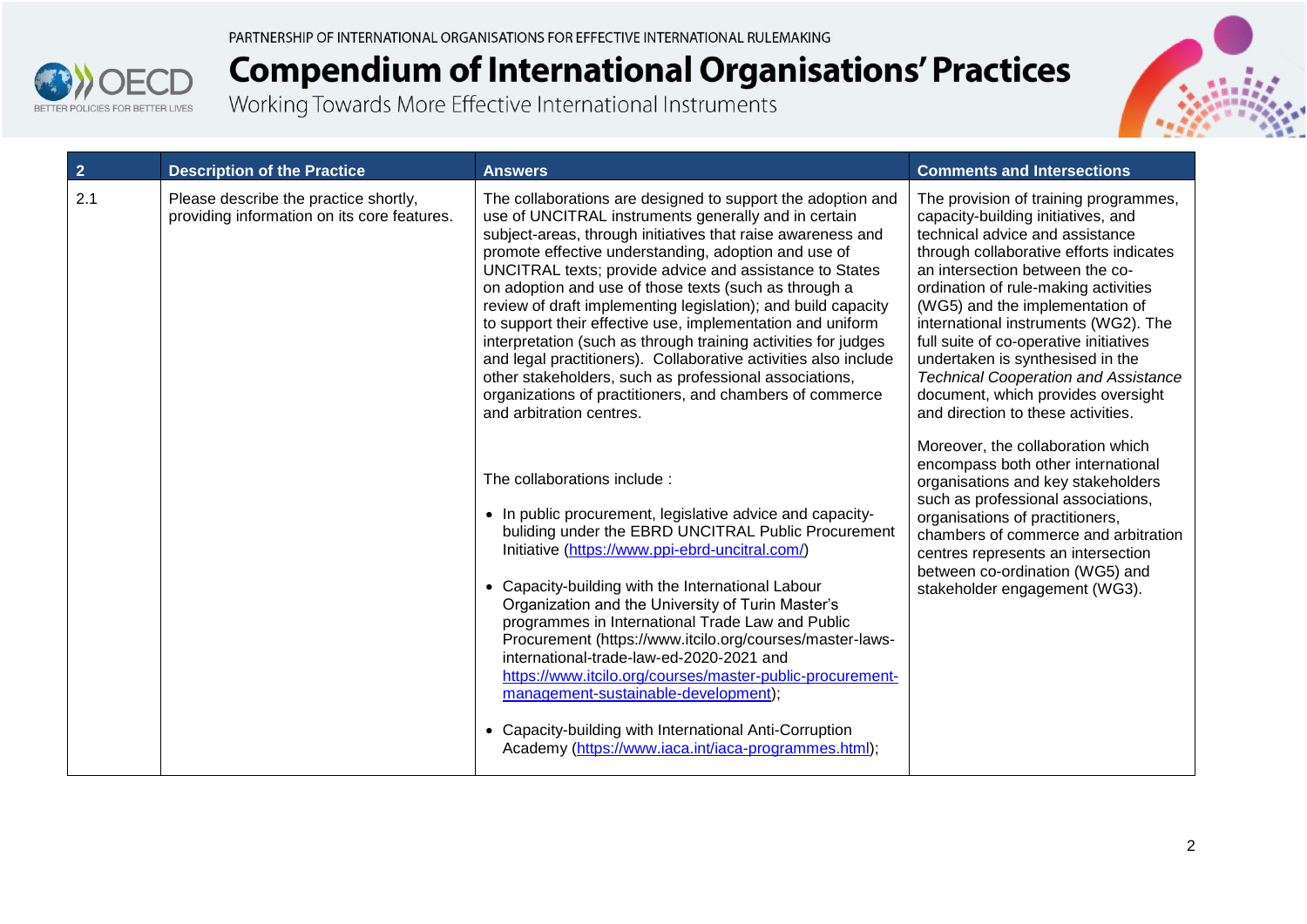| 2 | Description of the Practice | Answers | Comments and Intersections |
|---|---|---|---|
| 2.1 | Please describe the practice shortly, providing information on its core features. | The collaborations are designed to support the adoption and use of UNCITRAL instruments generally and in certain subject-areas, through initiatives that raise awareness and promote effective understanding, adoption and use of UNCITRAL texts; provide advice and assistance to States on adoption and use of those texts (such as through a review of draft implementing legislation); and build capacity to support their effective use, implementation and uniform interpretation (such as through training activities for judges and legal practitioners). Collaborative activities also include other stakeholders, such as professional associations, organizations of practitioners, and chambers of commerce and arbitration centres.<br><br>The collaborations include :<br><br>• In public procurement, legislative advice and capacity-buliding under the EBRD UNCITRAL Public Procurement Initiative (https://www.ppi-ebrd-uncitral.com/)<br><br>• Capacity-building with the International Labour Organization and the University of Turin Master's programmes in International Trade Law and Public Procurement (https://www.itcilo.org/courses/master-laws-international-trade-law-ed-2020-2021 and https://www.itcilo.org/courses/master-public-procurement-management-sustainable-development);<br><br>• Capacity-building with International Anti-Corruption Academy (https://www.iaca.int/iaca-programmes.html); | The provision of training programmes, capacity-building initiatives, and technical advice and assistance through collaborative efforts indicates an intersection between the co-ordination of rule-making activities (WG5) and the implementation of international instruments (WG2). The full suite of co-operative initiatives undertaken is synthesised in the *Technical Cooperation and Assistance* document, which provides oversight and direction to these activities.<br><br>Moreover, the collaboration which encompass both other international organisations and key stakeholders such as professional associations, organisations of practitioners, chambers of commerce and arbitration centres represents an intersection between co-ordination (WG5) and stakeholder engagement (WG3). |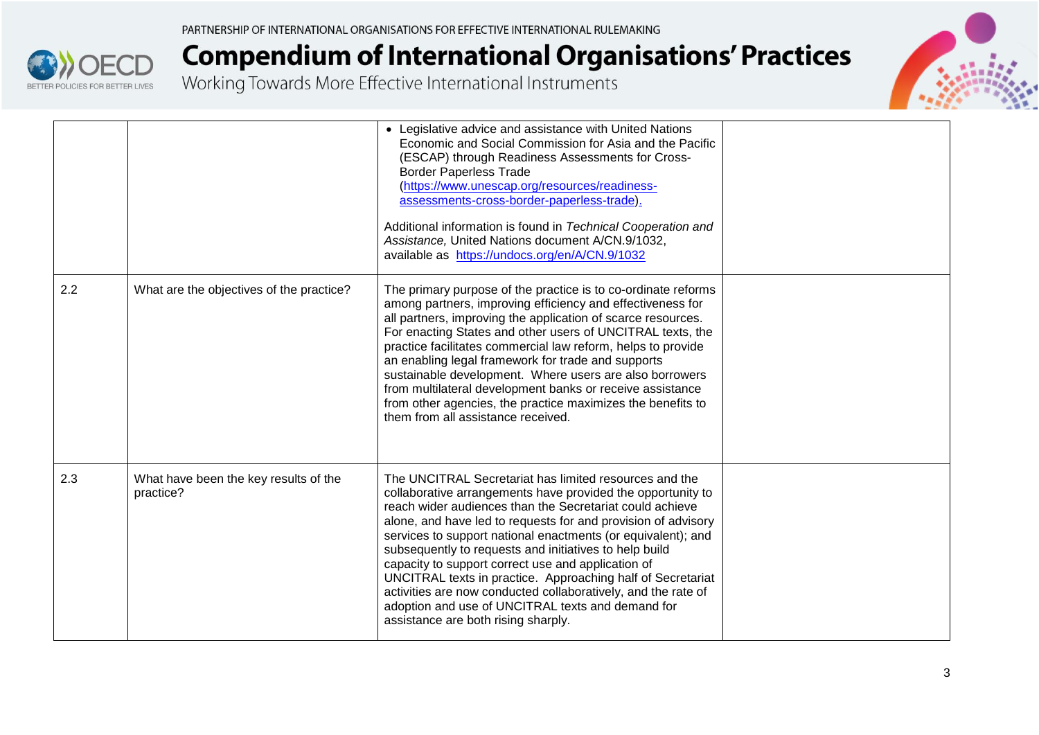| | | | |
|---|---|---|---|
| | | • Legislative advice and assistance with United Nations Economic and Social Commission for Asia and the Pacific (ESCAP) through Readiness Assessments for Cross-Border Paperless Trade ([https://www.unescap.org/resources/readiness-assessments-cross-border-paperless-trade](https://www.unescap.org/resources/readiness-assessments-cross-border-paperless-trade)).<br><br>Additional information is found in *Technical Cooperation and Assistance,* United Nations document A/CN.9/1032, available as [https://undocs.org/en/A/CN.9/1032](https://undocs.org/en/A/CN.9/1032) | |
| 2.2 | What are the objectives of the practice? | The primary purpose of the practice is to co-ordinate reforms among partners, improving efficiency and effectiveness for all partners, improving the application of scarce resources. For enacting States and other users of UNCITRAL texts, the practice facilitates commercial law reform, helps to provide an enabling legal framework for trade and supports sustainable development. Where users are also borrowers from multilateral development banks or receive assistance from other agencies, the practice maximizes the benefits to them from all assistance received. | |
| 2.3 | What have been the key results of the practice? | The UNCITRAL Secretariat has limited resources and the collaborative arrangements have provided the opportunity to reach wider audiences than the Secretariat could achieve alone, and have led to requests for and provision of advisory services to support national enactments (or equivalent); and subsequently to requests and initiatives to help build capacity to support correct use and application of UNCITRAL texts in practice. Approaching half of Secretariat activities are now conducted collaboratively, and the rate of adoption and use of UNCITRAL texts and demand for assistance are both rising sharply. | |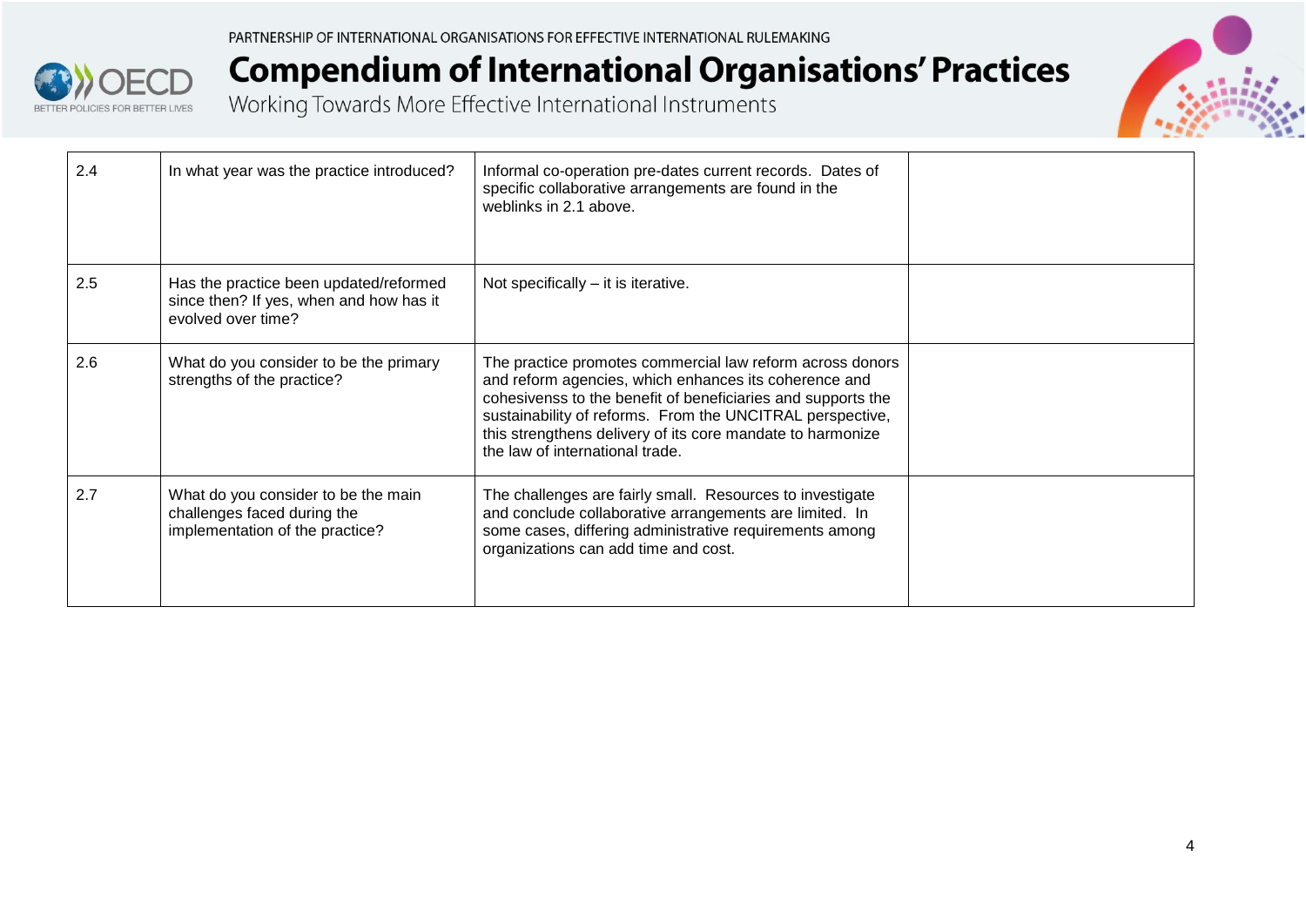| | | | |
|---|---|---|---|
| 2.4 | In what year was the practice introduced? | Informal co-operation pre-dates current records. Dates of specific collaborative arrangements are found in the weblinks in 2.1 above. | |
| 2.5 | Has the practice been updated/reformed since then? If yes, when and how has it evolved over time? | Not specifically – it is iterative. | |
| 2.6 | What do you consider to be the primary strengths of the practice? | The practice promotes commercial law reform across donors and reform agencies, which enhances its coherence and cohesivenss to the benefit of beneficiaries and supports the sustainability of reforms. From the UNCITRAL perspective, this strengthens delivery of its core mandate to harmonize the law of international trade. | |
| 2.7 | What do you consider to be the main challenges faced during the implementation of the practice? | The challenges are fairly small. Resources to investigate and conclude collaborative arrangements are limited. In some cases, differing administrative requirements among organizations can add time and cost. | |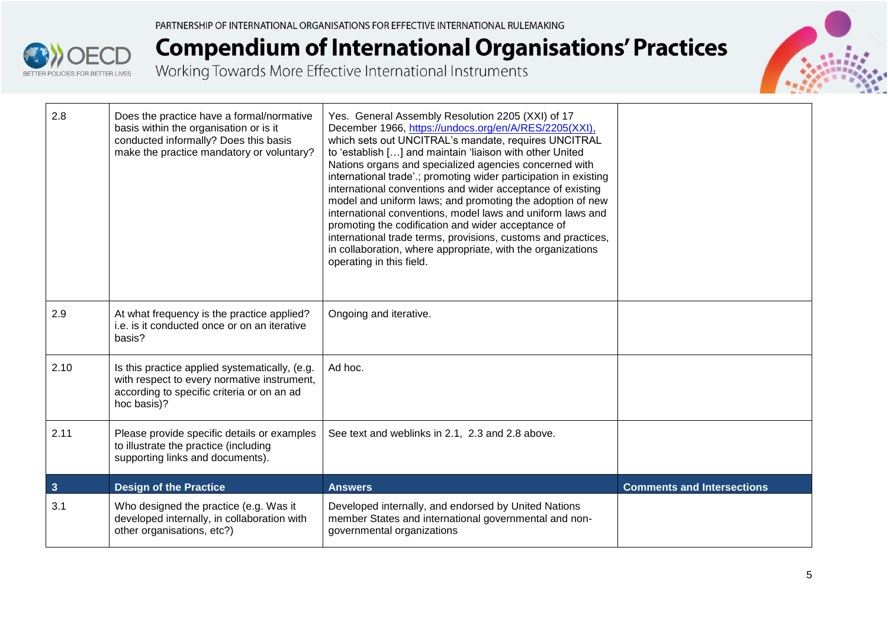| 2.8 | Does the practice have a formal/normative basis within the organisation or is it conducted informally? Does this basis make the practice mandatory or voluntary? | Yes. General Assembly Resolution 2205 (XXI) of 17 December 1966, https://undocs.org/en/A/RES/2205(XXI), which sets out UNCITRAL's mandate, requires UNCITRAL to 'establish […] and maintain 'liaison with other United Nations organs and specialized agencies concerned with international trade'.; promoting wider participation in existing international conventions and wider acceptance of existing model and uniform laws; and promoting the adoption of new international conventions, model laws and uniform laws and promoting the codification and wider acceptance of international trade terms, provisions, customs and practices, in collaboration, where appropriate, with the organizations operating in this field. | |
|---|---|---|---|
| 2.9 | At what frequency is the practice applied? i.e. is it conducted once or on an iterative basis? | Ongoing and iterative. | |
| 2.10 | Is this practice applied systematically, (e.g. with respect to every normative instrument, according to specific criteria or on an ad hoc basis)? | Ad hoc. | |
| 2.11 | Please provide specific details or examples to illustrate the practice (including supporting links and documents). | See text and weblinks in 2.1, 2.3 and 2.8 above. | |
| **3** | **Design of the Practice** | **Answers** | **Comments and Intersections** |
| 3.1 | Who designed the practice (e.g. Was it developed internally, in collaboration with other organisations, etc?) | Developed internally, and endorsed by United Nations member States and international governmental and non-governmental organizations | |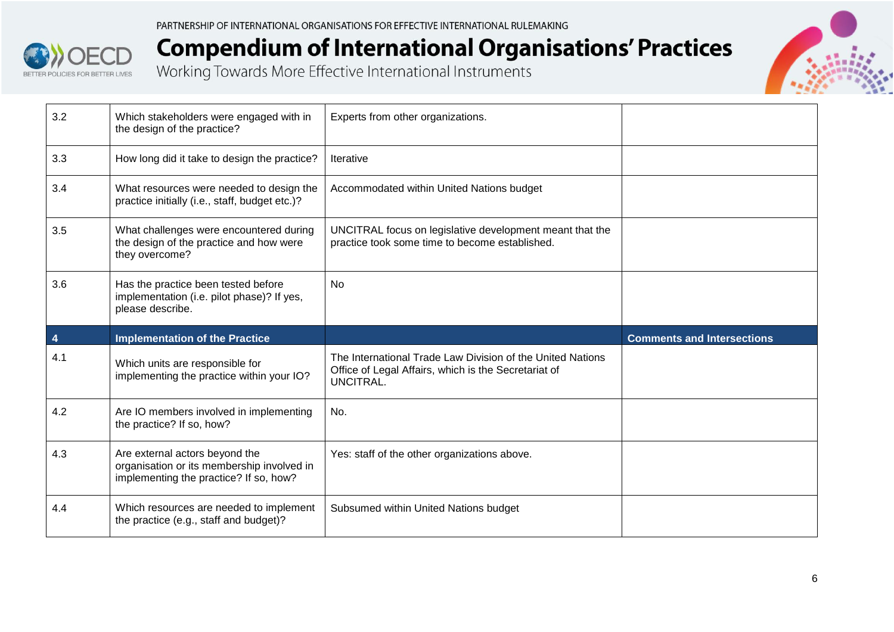| 3.2 | Which stakeholders were engaged with in the design of the practice? | Experts from other organizations. | |
|---|---|---|---|
| 3.3 | How long did it take to design the practice? | Iterative | |
| 3.4 | What resources were needed to design the practice initially (i.e., staff, budget etc.)? | Accommodated within United Nations budget | |
| 3.5 | What challenges were encountered during the design of the practice and how were they overcome? | UNCITRAL focus on legislative development meant that the practice took some time to become established. | |
| 3.6 | Has the practice been tested before implementation (i.e. pilot phase)? If yes, please describe. | No | |
| **4** | **Implementation of the Practice** | | **Comments and Intersections** |
| 4.1 | Which units are responsible for implementing the practice within your IO? | The International Trade Law Division of the United Nations Office of Legal Affairs, which is the Secretariat of UNCITRAL. | |
| 4.2 | Are IO members involved in implementing the practice? If so, how? | No. | |
| 4.3 | Are external actors beyond the organisation or its membership involved in implementing the practice? If so, how? | Yes: staff of the other organizations above. | |
| 4.4 | Which resources are needed to implement the practice (e.g., staff and budget)? | Subsumed within United Nations budget | |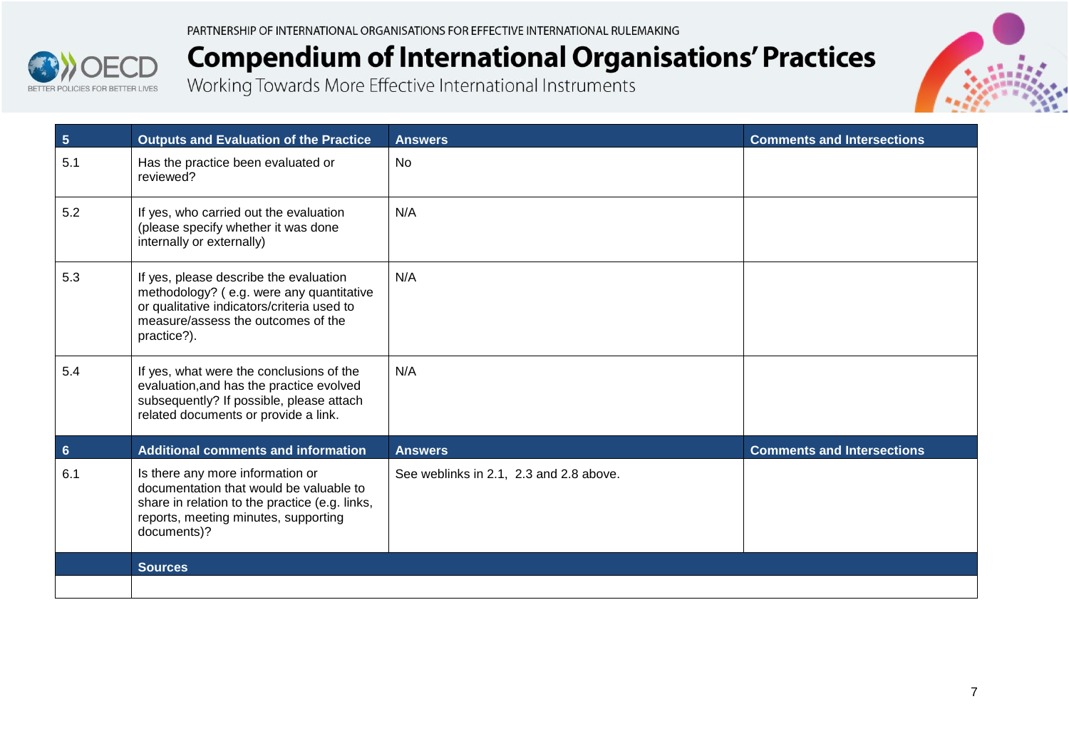| 5 | Outputs and Evaluation of the Practice | Answers | Comments and Intersections |
|---|---|---|---|
| 5.1 | Has the practice been evaluated or reviewed? | No | |
| 5.2 | If yes, who carried out the evaluation (please specify whether it was done internally or externally) | N/A | |
| 5.3 | If yes, please describe the evaluation methodology? ( e.g. were any quantitative or qualitative indicators/criteria used to measure/assess the outcomes of the practice?). | N/A | |
| 5.4 | If yes, what were the conclusions of the evaluation,and has the practice evolved subsequently? If possible, please attach related documents or provide a link. | N/A | |
| **6** | **Additional comments and information** | **Answers** | **Comments and Intersections** |
| 6.1 | Is there any more information or documentation that would be valuable to share in relation to the practice (e.g. links, reports, meeting minutes, supporting documents)? | See weblinks in 2.1, 2.3 and 2.8 above. | |
| | **Sources** | | |
| | | | |